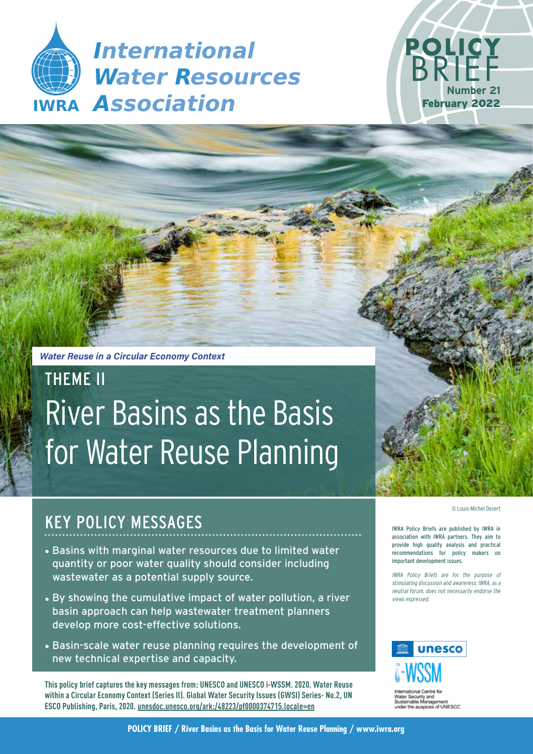# International Water Resources Association

IWRA

**POLICY BRIEF**
Number 21
February 2022

*Water Reuse in a Circular Economy Context*

## THEME II

# River Basins as the Basis for Water Reuse Planning

© Louis-Michel Desert

## KEY POLICY MESSAGES

- Basins with marginal water resources due to limited water quantity or poor water quality should consider including wastewater as a potential supply source.
- By showing the cumulative impact of water pollution, a river basin approach can help wastewater treatment planners develop more cost-effective solutions.
- Basin-scale water reuse planning requires the development of new technical expertise and capacity.

**This policy brief captures the key messages from: UNESCO and UNESCO i-WSSM. 2020. Water Reuse within a Circular Economy Context (Series II). Global Water Security Issues (GWSI) Series- No.2, UNESCO Publishing, Paris, 2020. unesdoc.unesco.org/ark:/48223/pf0000374715.locale=en**

IWRA Policy Briefs are published by IWRA in association with IWRA partners. They aim to provide high quality analysis and practical recommendations for policy makers on important development issues.

*IWRA Policy Briefs are for the purpose of stimulating discussion and awareness; IWRA, as a neutral forum, does not necessarily endorse the views expressed.*

unesco

i-WSSM

International Centre for Water Security and Sustainable Management under the auspices of UNESCO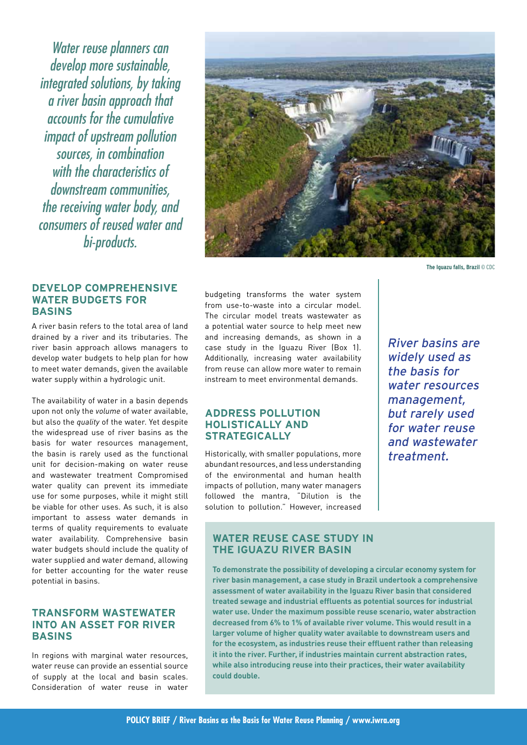*Water reuse planners can develop more sustainable, integrated solutions, by taking a river basin approach that accounts for the cumulative impact of upstream pollution sources, in combination with the characteristics of downstream communities, the receiving water body, and consumers of reused water and bi-products.*

**The Iguazu falls, Brazil** © CDC

## DEVELOP COMPREHENSIVE WATER BUDGETS FOR BASINS

A river basin refers to the total area of land drained by a river and its tributaries. The river basin approach allows managers to develop water budgets to help plan for how to meet water demands, given the available water supply within a hydrologic unit.

The availability of water in a basin depends upon not only the *volume* of water available, but also the *quality* of the water. Yet despite the widespread use of river basins as the basis for water resources management, the basin is rarely used as the functional unit for decision-making on water reuse and wastewater treatment Compromised water quality can prevent its immediate use for some purposes, while it might still be viable for other uses. As such, it is also important to assess water demands in terms of quality requirements to evaluate water availability. Comprehensive basin water budgets should include the quality of water supplied and water demand, allowing for better accounting for the water reuse potential in basins.

## TRANSFORM WASTEWATER INTO AN ASSET FOR RIVER BASINS

In regions with marginal water resources, water reuse can provide an essential source of supply at the local and basin scales. Consideration of water reuse in water budgeting transforms the water system from use-to-waste into a circular model. The circular model treats wastewater as a potential water source to help meet new and increasing demands, as shown in a case study in the Iguazu River (Box 1). Additionally, increasing water availability from reuse can allow more water to remain instream to meet environmental demands.

## ADDRESS POLLUTION HOLISTICALLY AND STRATEGICALLY

Historically, with smaller populations, more abundant resources, and less understanding of the environmental and human health impacts of pollution, many water managers followed the mantra, "Dilution is the solution to pollution." However, increased

*River basins are widely used as the basis for water resources management, but rarely used for water reuse and wastewater treatment.*

## WATER REUSE CASE STUDY IN THE IGUAZU RIVER BASIN

**To demonstrate the possibility of developing a circular economy system for river basin management, a case study in Brazil undertook a comprehensive assessment of water availability in the Iguazu River basin that considered treated sewage and industrial effluents as potential sources for industrial water use. Under the maximum possible reuse scenario, water abstraction decreased from 6% to 1% of available river volume. This would result in a larger volume of higher quality water available to downstream users and for the ecosystem, as industries reuse their effluent rather than releasing it into the river. Further, if industries maintain current abstraction rates, while also introducing reuse into their practices, their water availability could double.**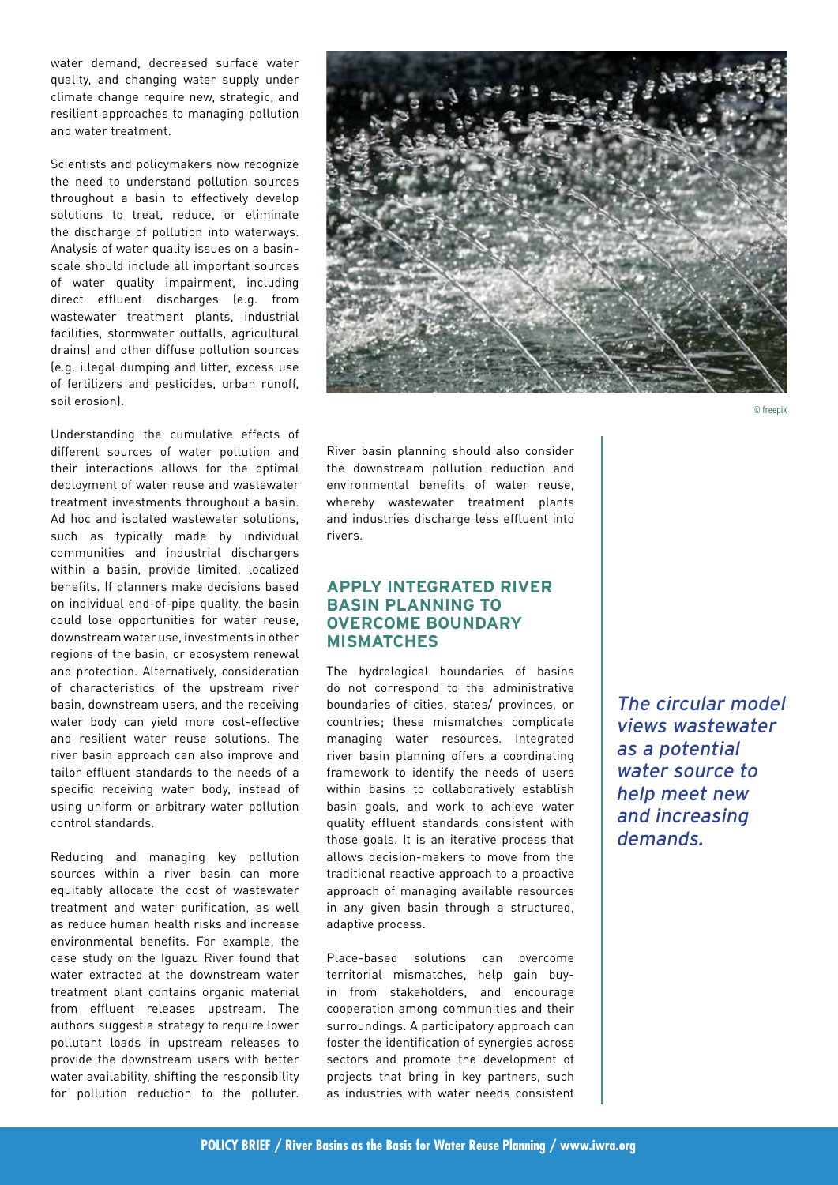water demand, decreased surface water quality, and changing water supply under climate change require new, strategic, and resilient approaches to managing pollution and water treatment.

Scientists and policymakers now recognize the need to understand pollution sources throughout a basin to effectively develop solutions to treat, reduce, or eliminate the discharge of pollution into waterways. Analysis of water quality issues on a basin-scale should include all important sources of water quality impairment, including direct effluent discharges (e.g. from wastewater treatment plants, industrial facilities, stormwater outfalls, agricultural drains) and other diffuse pollution sources (e.g. illegal dumping and litter, excess use of fertilizers and pesticides, urban runoff, soil erosion).

Understanding the cumulative effects of different sources of water pollution and their interactions allows for the optimal deployment of water reuse and wastewater treatment investments throughout a basin. Ad hoc and isolated wastewater solutions, such as typically made by individual communities and industrial dischargers within a basin, provide limited, localized benefits. If planners make decisions based on individual end-of-pipe quality, the basin could lose opportunities for water reuse, downstream water use, investments in other regions of the basin, or ecosystem renewal and protection. Alternatively, consideration of characteristics of the upstream river basin, downstream users, and the receiving water body can yield more cost-effective and resilient water reuse solutions. The river basin approach can also improve and tailor effluent standards to the needs of a specific receiving water body, instead of using uniform or arbitrary water pollution control standards.

Reducing and managing key pollution sources within a river basin can more equitably allocate the cost of wastewater treatment and water purification, as well as reduce human health risks and increase environmental benefits. For example, the case study on the Iguazu River found that water extracted at the downstream water treatment plant contains organic material from effluent releases upstream. The authors suggest a strategy to require lower pollutant loads in upstream releases to provide the downstream users with better water availability, shifting the responsibility for pollution reduction to the polluter.

© freepik

River basin planning should also consider the downstream pollution reduction and environmental benefits of water reuse, whereby wastewater treatment plants and industries discharge less effluent into rivers.

## APPLY INTEGRATED RIVER BASIN PLANNING TO OVERCOME BOUNDARY MISMATCHES

The hydrological boundaries of basins do not correspond to the administrative boundaries of cities, states/ provinces, or countries; these mismatches complicate managing water resources. Integrated river basin planning offers a coordinating framework to identify the needs of users within basins to collaboratively establish basin goals, and work to achieve water quality effluent standards consistent with those goals. It is an iterative process that allows decision-makers to move from the traditional reactive approach to a proactive approach of managing available resources in any given basin through a structured, adaptive process.

Place-based solutions can overcome territorial mismatches, help gain buy-in from stakeholders, and encourage cooperation among communities and their surroundings. A participatory approach can foster the identification of synergies across sectors and promote the development of projects that bring in key partners, such as industries with water needs consistent

*The circular model views wastewater as a potential water source to help meet new and increasing demands.*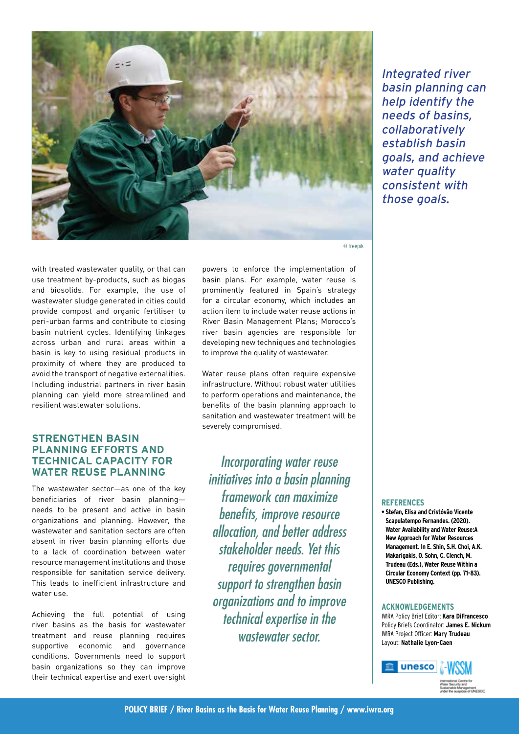*Integrated river basin planning can help identify the needs of basins, collaboratively establish basin goals, and achieve water quality consistent with those goals.*

© freepik

with treated wastewater quality, or that can use treatment by-products, such as biogas and biosolids. For example, the use of wastewater sludge generated in cities could provide compost and organic fertiliser to peri-urban farms and contribute to closing basin nutrient cycles. Identifying linkages across urban and rural areas within a basin is key to using residual products in proximity of where they are produced to avoid the transport of negative externalities. Including industrial partners in river basin planning can yield more streamlined and resilient wastewater solutions.

## STRENGTHEN BASIN PLANNING EFFORTS AND TECHNICAL CAPACITY FOR WATER REUSE PLANNING

The wastewater sector—as one of the key beneficiaries of river basin planning—needs to be present and active in basin organizations and planning. However, the wastewater and sanitation sectors are often absent in river basin planning efforts due to a lack of coordination between water resource management institutions and those responsible for sanitation service delivery. This leads to inefficient infrastructure and water use.

Achieving the full potential of using river basins as the basis for wastewater treatment and reuse planning requires supportive economic and governance conditions. Governments need to support basin organizations so they can improve their technical expertise and exert oversight powers to enforce the implementation of basin plans. For example, water reuse is prominently featured in Spain's strategy for a circular economy, which includes an action item to include water reuse actions in River Basin Management Plans; Morocco's river basin agencies are responsible for developing new techniques and technologies to improve the quality of wastewater.

Water reuse plans often require expensive infrastructure. Without robust water utilities to perform operations and maintenance, the benefits of the basin planning approach to sanitation and wastewater treatment will be severely compromised.

*Incorporating water reuse initiatives into a basin planning framework can maximize benefits, improve resource allocation, and better address stakeholder needs. Yet this requires governmental support to strengthen basin organizations and to improve technical expertise in the wastewater sector.*

### REFERENCES

- **Stefan, Elisa and Cristóvão Vicente Scapulatempo Fernandes. (2020). Water Availability and Water Reuse:A New Approach for Water Resources Management. In E. Shin, S.H. Choi, A.K. Makarigakis, O. Sohn, C. Clench, M. Trudeau (Eds.), Water Reuse Within a Circular Economy Context (pp. 71-83). UNESCO Publishing.**

### ACKNOWLEDGEMENTS

IWRA Policy Brief Editor: **Kara DiFrancesco**
Policy Briefs Coordinator: **James E. Nickum**
IWRA Project Officer: **Mary Trudeau**
Layout: **Nathalie Lyon-Caen**

unesco i-WSSM
International Centre for Water Security and Sustainable Management under the auspices of UNESCO